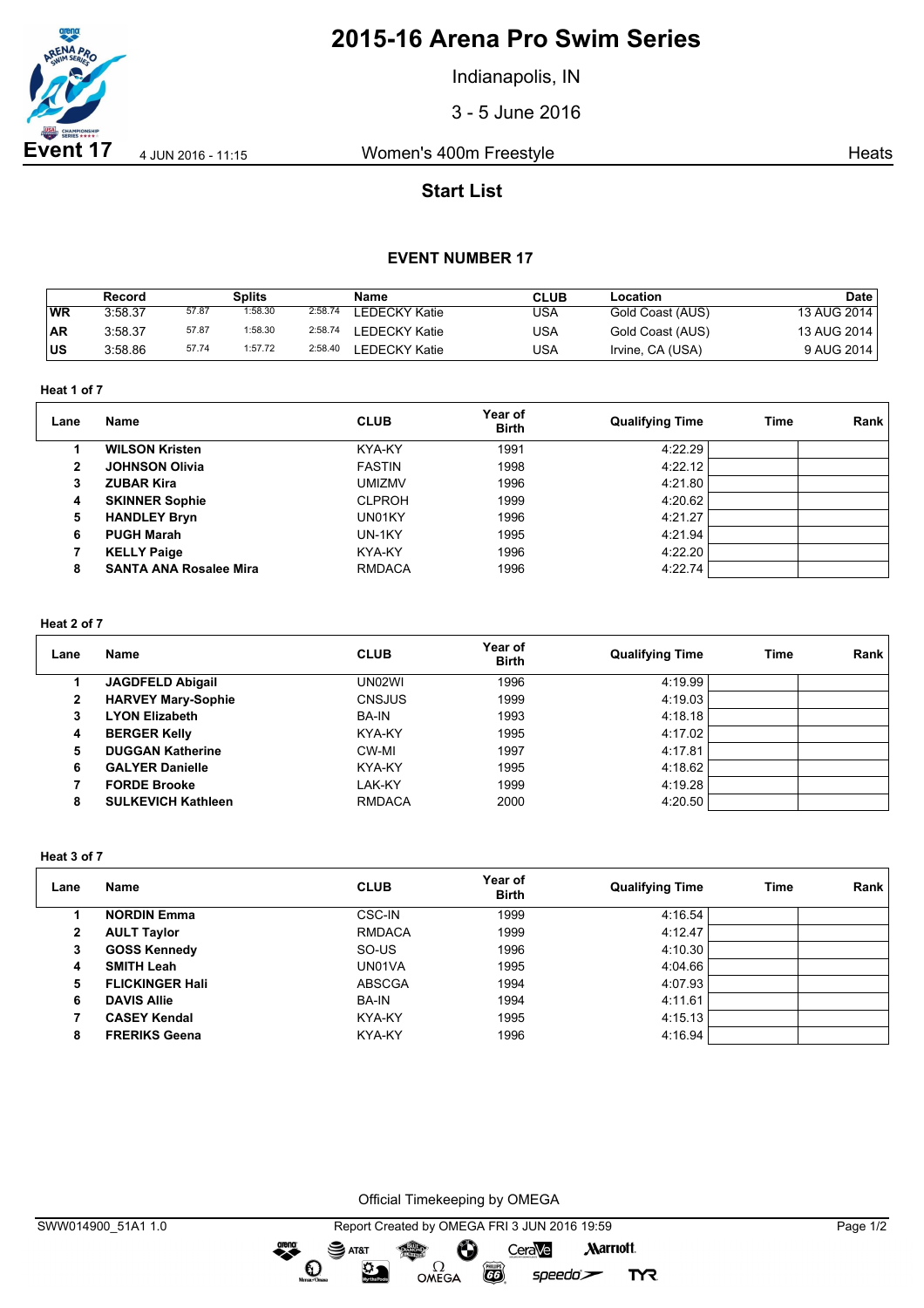# 2015-16 Arena Pro Swim Series

Indianapolis, IN

3 - 5 June 2016

**Event 17** 4 JUN 2016 - 11:15 Women's 400m Freestyle Heats

## Start List

### EVENT NUMBER 17

| | Record | Splits | | | Name | CLUB | Location | Date |
|---|---|---|---|---|---|---|---|---|
| WR | 3:58.37 | 57.87 | 1:58.30 | 2:58.74 | LEDECKY Katie | USA | Gold Coast (AUS) | 13 AUG 2014 |
| AR | 3:58.37 | 57.87 | 1:58.30 | 2:58.74 | LEDECKY Katie | USA | Gold Coast (AUS) | 13 AUG 2014 |
| US | 3:58.86 | 57.74 | 1:57.72 | 2:58.40 | LEDECKY Katie | USA | Irvine, CA (USA) | 9 AUG 2014 |

**Heat 1 of 7**

| Lane | Name | CLUB | Year of Birth | Qualifying Time | Time | Rank |
|---|---|---|---|---|---|---|
| 1 | **WILSON Kristen** | KYA-KY | 1991 | 4:22.29 | | |
| 2 | **JOHNSON Olivia** | FASTIN | 1998 | 4:22.12 | | |
| 3 | **ZUBAR Kira** | UMIZMV | 1996 | 4:21.80 | | |
| 4 | **SKINNER Sophie** | CLPROH | 1999 | 4:20.62 | | |
| 5 | **HANDLEY Bryn** | UN01KY | 1996 | 4:21.27 | | |
| 6 | **PUGH Marah** | UN-1KY | 1995 | 4:21.94 | | |
| 7 | **KELLY Paige** | KYA-KY | 1996 | 4:22.20 | | |
| 8 | **SANTA ANA Rosalee Mira** | RMDACA | 1996 | 4:22.74 | | |

**Heat 2 of 7**

| Lane | Name | CLUB | Year of Birth | Qualifying Time | Time | Rank |
|---|---|---|---|---|---|---|
| 1 | **JAGDFELD Abigail** | UN02WI | 1996 | 4:19.99 | | |
| 2 | **HARVEY Mary-Sophie** | CNSJUS | 1999 | 4:19.03 | | |
| 3 | **LYON Elizabeth** | BA-IN | 1993 | 4:18.18 | | |
| 4 | **BERGER Kelly** | KYA-KY | 1995 | 4:17.02 | | |
| 5 | **DUGGAN Katherine** | CW-MI | 1997 | 4:17.81 | | |
| 6 | **GALYER Danielle** | KYA-KY | 1995 | 4:18.62 | | |
| 7 | **FORDE Brooke** | LAK-KY | 1999 | 4:19.28 | | |
| 8 | **SULKEVICH Kathleen** | RMDACA | 2000 | 4:20.50 | | |

**Heat 3 of 7**

| Lane | Name | CLUB | Year of Birth | Qualifying Time | Time | Rank |
|---|---|---|---|---|---|---|
| 1 | **NORDIN Emma** | CSC-IN | 1999 | 4:16.54 | | |
| 2 | **AULT Taylor** | RMDACA | 1999 | 4:12.47 | | |
| 3 | **GOSS Kennedy** | SO-US | 1996 | 4:10.30 | | |
| 4 | **SMITH Leah** | UN01VA | 1995 | 4:04.66 | | |
| 5 | **FLICKINGER Hali** | ABSCGA | 1994 | 4:07.93 | | |
| 6 | **DAVIS Allie** | BA-IN | 1994 | 4:11.61 | | |
| 7 | **CASEY Kendal** | KYA-KY | 1995 | 4:15.13 | | |
| 8 | **FRERIKS Geena** | KYA-KY | 1996 | 4:16.94 | | |

Official Timekeeping by OMEGA

SWW014900_51A1 1.0 Report Created by OMEGA FRI 3 JUN 2016 19:59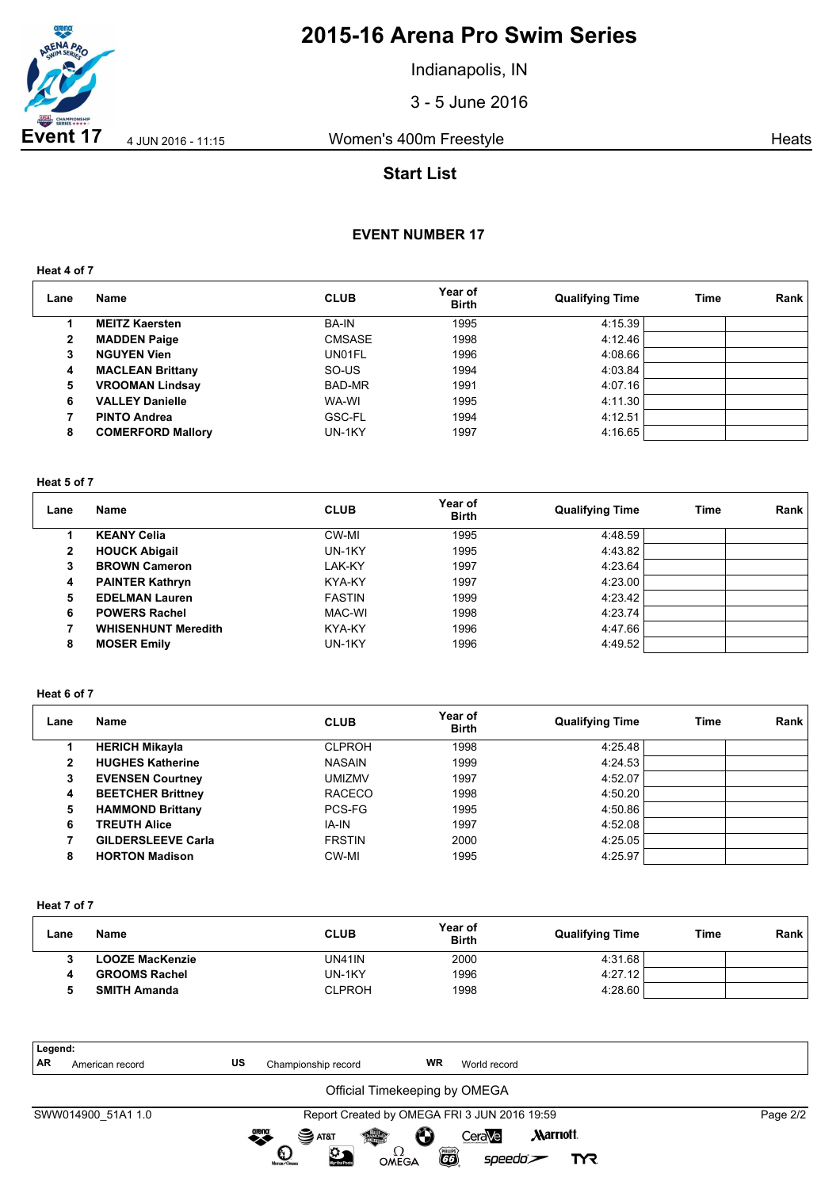# 2015-16 Arena Pro Swim Series

Indianapolis, IN

3 - 5 June 2016

**Event 17** 4 JUN 2016 - 11:15 Women's 400m Freestyle Heats

## Start List

### EVENT NUMBER 17

**Heat 4 of 7**

| Lane | Name | CLUB | Year of Birth | Qualifying Time | Time | Rank |
|---|---|---|---|---|---|---|
| 1 | **MEITZ Kaersten** | BA-IN | 1995 | 4:15.39 | | |
| 2 | **MADDEN Paige** | CMSASE | 1998 | 4:12.46 | | |
| 3 | **NGUYEN Vien** | UN01FL | 1996 | 4:08.66 | | |
| 4 | **MACLEAN Brittany** | SO-US | 1994 | 4:03.84 | | |
| 5 | **VROOMAN Lindsay** | BAD-MR | 1991 | 4:07.16 | | |
| 6 | **VALLEY Danielle** | WA-WI | 1995 | 4:11.30 | | |
| 7 | **PINTO Andrea** | GSC-FL | 1994 | 4:12.51 | | |
| 8 | **COMERFORD Mallory** | UN-1KY | 1997 | 4:16.65 | | |

**Heat 5 of 7**

| Lane | Name | CLUB | Year of Birth | Qualifying Time | Time | Rank |
|---|---|---|---|---|---|---|
| 1 | **KEANY Celia** | CW-MI | 1995 | 4:48.59 | | |
| 2 | **HOUCK Abigail** | UN-1KY | 1995 | 4:43.82 | | |
| 3 | **BROWN Cameron** | LAK-KY | 1997 | 4:23.64 | | |
| 4 | **PAINTER Kathryn** | KYA-KY | 1997 | 4:23.00 | | |
| 5 | **EDELMAN Lauren** | FASTIN | 1999 | 4:23.42 | | |
| 6 | **POWERS Rachel** | MAC-WI | 1998 | 4:23.74 | | |
| 7 | **WHISENHUNT Meredith** | KYA-KY | 1996 | 4:47.66 | | |
| 8 | **MOSER Emily** | UN-1KY | 1996 | 4:49.52 | | |

**Heat 6 of 7**

| Lane | Name | CLUB | Year of Birth | Qualifying Time | Time | Rank |
|---|---|---|---|---|---|---|
| 1 | **HERICH Mikayla** | CLPROH | 1998 | 4:25.48 | | |
| 2 | **HUGHES Katherine** | NASAIN | 1999 | 4:24.53 | | |
| 3 | **EVENSEN Courtney** | UMIZMV | 1997 | 4:52.07 | | |
| 4 | **BEETCHER Brittney** | RACECO | 1998 | 4:50.20 | | |
| 5 | **HAMMOND Brittany** | PCS-FG | 1995 | 4:50.86 | | |
| 6 | **TREUTH Alice** | IA-IN | 1997 | 4:52.08 | | |
| 7 | **GILDERSLEEVE Carla** | FRSTIN | 2000 | 4:25.05 | | |
| 8 | **HORTON Madison** | CW-MI | 1995 | 4:25.97 | | |

**Heat 7 of 7**

| Lane | Name | CLUB | Year of Birth | Qualifying Time | Time | Rank |
|---|---|---|---|---|---|---|
| 3 | **LOOZE MacKenzie** | UN41IN | 2000 | 4:31.68 | | |
| 4 | **GROOMS Rachel** | UN-1KY | 1996 | 4:27.12 | | |
| 5 | **SMITH Amanda** | CLPROH | 1998 | 4:28.60 | | |

**Legend:**
**AR** American record **US** Championship record **WR** World record

Official Timekeeping by OMEGA

SWW014900_51A1 1.0 Report Created by OMEGA FRI 3 JUN 2016 19:59